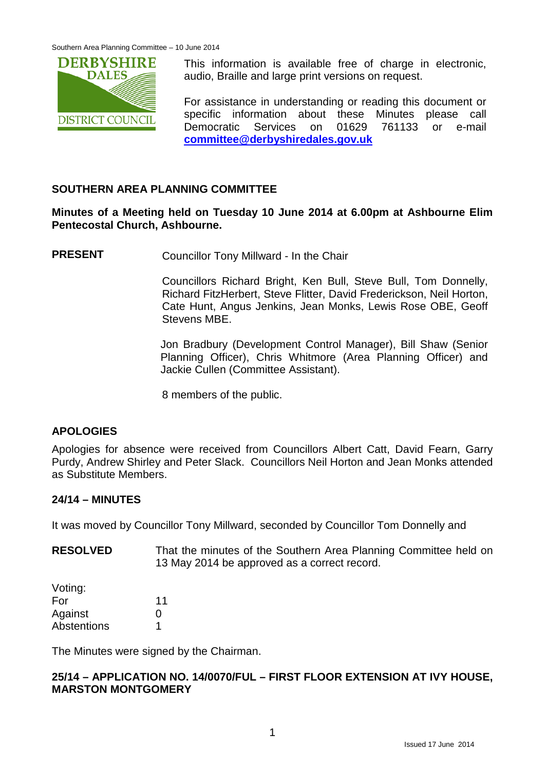This information is available free of charge in electronic, audio, Braille and large print versions on request.

For assistance in understanding or reading this document or specific information about these Minutes please call Democratic Services on 01629 761133 or e-mail **committee@derbyshiredales.gov.uk**

## SOUTHERN AREA PLANNING COMMITTEE

**Minutes of a Meeting held on Tuesday 10 June 2014 at 6.00pm at Ashbourne Elim Pentecostal Church, Ashbourne.**

**PRESENT**

Councillor Tony Millward - In the Chair

Councillors Richard Bright, Ken Bull, Steve Bull, Tom Donnelly, Richard FitzHerbert, Steve Flitter, David Frederickson, Neil Horton, Cate Hunt, Angus Jenkins, Jean Monks, Lewis Rose OBE, Geoff Stevens MBE.

Jon Bradbury (Development Control Manager), Bill Shaw (Senior Planning Officer), Chris Whitmore (Area Planning Officer) and Jackie Cullen (Committee Assistant).

8 members of the public.

### APOLOGIES

Apologies for absence were received from Councillors Albert Catt, David Fearn, Garry Purdy, Andrew Shirley and Peter Slack. Councillors Neil Horton and Jean Monks attended as Substitute Members.

### 24/14 – MINUTES

It was moved by Councillor Tony Millward, seconded by Councillor Tom Donnelly and

**RESOLVED** That the minutes of the Southern Area Planning Committee held on 13 May 2014 be approved as a correct record.

Voting:

| | |
|---|---|
| For | 11 |
| Against | 0 |
| Abstentions | 1 |

The Minutes were signed by the Chairman.

### 25/14 – APPLICATION NO. 14/0070/FUL – FIRST FLOOR EXTENSION AT IVY HOUSE, MARSTON MONTGOMERY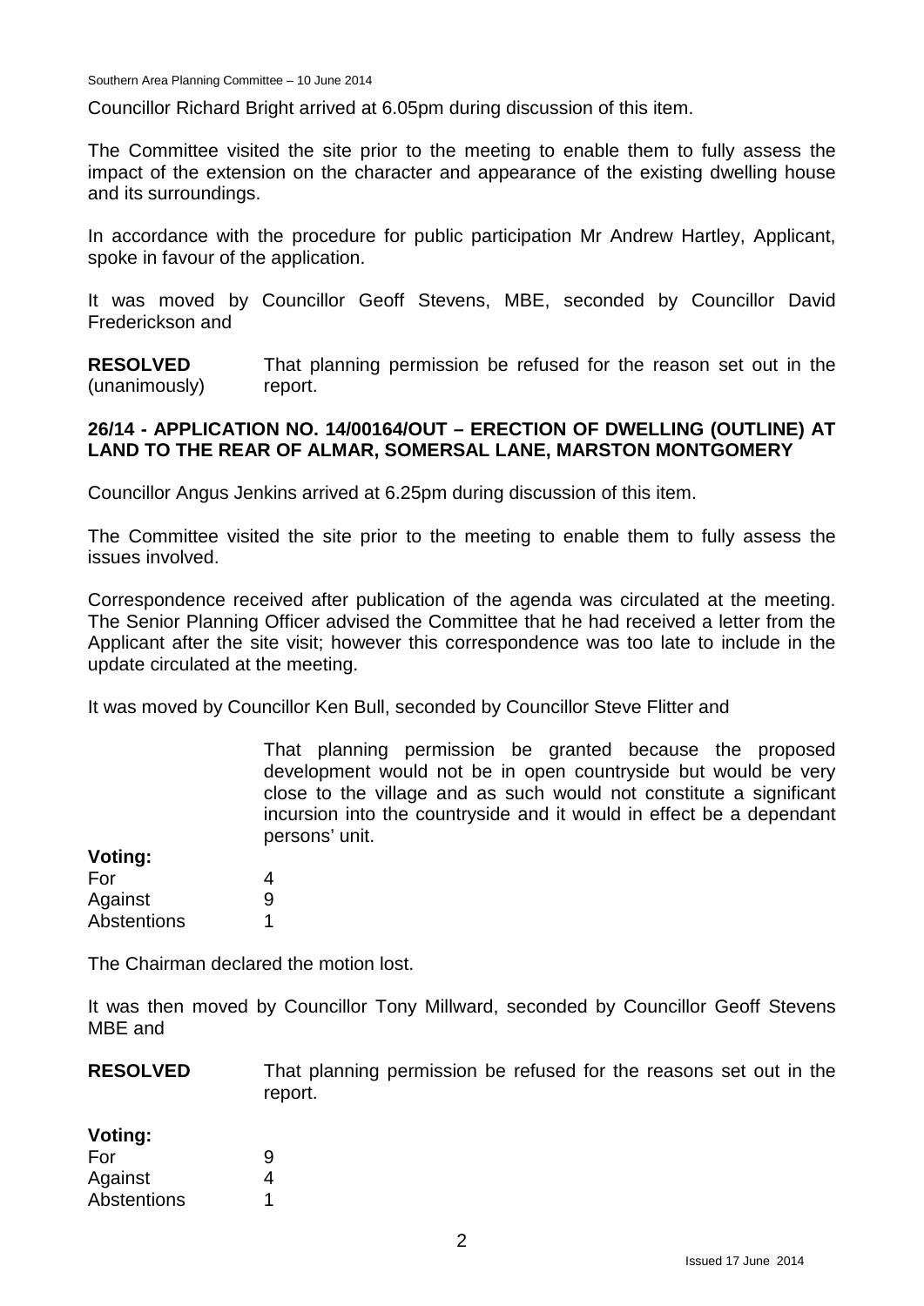Councillor Richard Bright arrived at 6.05pm during discussion of this item.

The Committee visited the site prior to the meeting to enable them to fully assess the impact of the extension on the character and appearance of the existing dwelling house and its surroundings.

In accordance with the procedure for public participation Mr Andrew Hartley, Applicant, spoke in favour of the application.

It was moved by Councillor Geoff Stevens, MBE, seconded by Councillor David Frederickson and

**RESOLVED** (unanimously) That planning permission be refused for the reason set out in the report.

**26/14 - APPLICATION NO. 14/00164/OUT – ERECTION OF DWELLING (OUTLINE) AT LAND TO THE REAR OF ALMAR, SOMERSAL LANE, MARSTON MONTGOMERY**

Councillor Angus Jenkins arrived at 6.25pm during discussion of this item.

The Committee visited the site prior to the meeting to enable them to fully assess the issues involved.

Correspondence received after publication of the agenda was circulated at the meeting. The Senior Planning Officer advised the Committee that he had received a letter from the Applicant after the site visit; however this correspondence was too late to include in the update circulated at the meeting.

It was moved by Councillor Ken Bull, seconded by Councillor Steve Flitter and

That planning permission be granted because the proposed development would not be in open countryside but would be very close to the village and as such would not constitute a significant incursion into the countryside and it would in effect be a dependant persons' unit.

**Voting:**

For 4
Against 9
Abstentions 1

The Chairman declared the motion lost.

It was then moved by Councillor Tony Millward, seconded by Councillor Geoff Stevens MBE and

**RESOLVED** That planning permission be refused for the reasons set out in the report.

**Voting:**

For 9
Against 4
Abstentions 1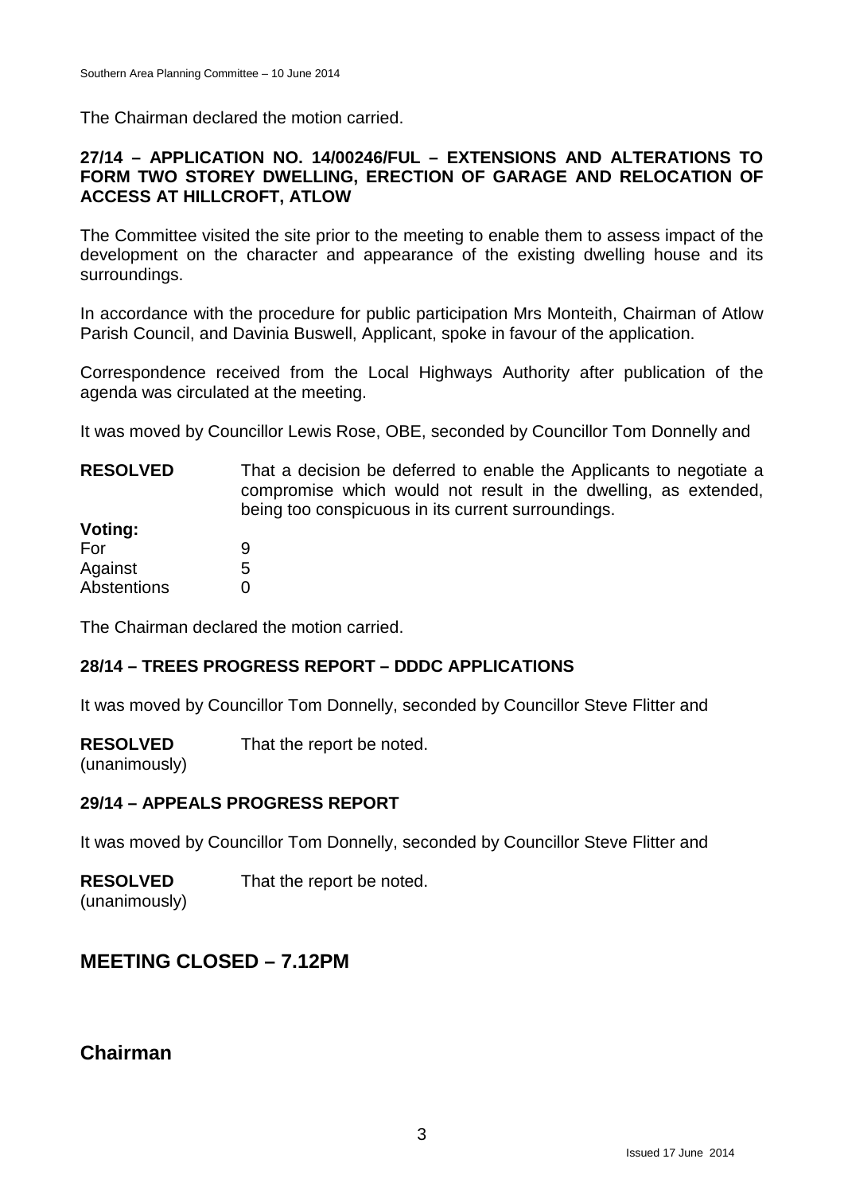The Chairman declared the motion carried.

**27/14 – APPLICATION NO. 14/00246/FUL – EXTENSIONS AND ALTERATIONS TO FORM TWO STOREY DWELLING, ERECTION OF GARAGE AND RELOCATION OF ACCESS AT HILLCROFT, ATLOW**

The Committee visited the site prior to the meeting to enable them to assess impact of the development on the character and appearance of the existing dwelling house and its surroundings.

In accordance with the procedure for public participation Mrs Monteith, Chairman of Atlow Parish Council, and Davinia Buswell, Applicant, spoke in favour of the application.

Correspondence received from the Local Highways Authority after publication of the agenda was circulated at the meeting.

It was moved by Councillor Lewis Rose, OBE, seconded by Councillor Tom Donnelly and

**RESOLVED** That a decision be deferred to enable the Applicants to negotiate a compromise which would not result in the dwelling, as extended, being too conspicuous in its current surroundings.

**Voting:**

| | |
|---|---|
| For | 9 |
| Against | 5 |
| Abstentions | 0 |

The Chairman declared the motion carried.

**28/14 – TREES PROGRESS REPORT – DDDC APPLICATIONS**

It was moved by Councillor Tom Donnelly, seconded by Councillor Steve Flitter and

**RESOLVED** (unanimously) That the report be noted.

**29/14 – APPEALS PROGRESS REPORT**

It was moved by Councillor Tom Donnelly, seconded by Councillor Steve Flitter and

**RESOLVED** (unanimously) That the report be noted.

## MEETING CLOSED – 7.12PM

## Chairman

Issued 17 June 2014